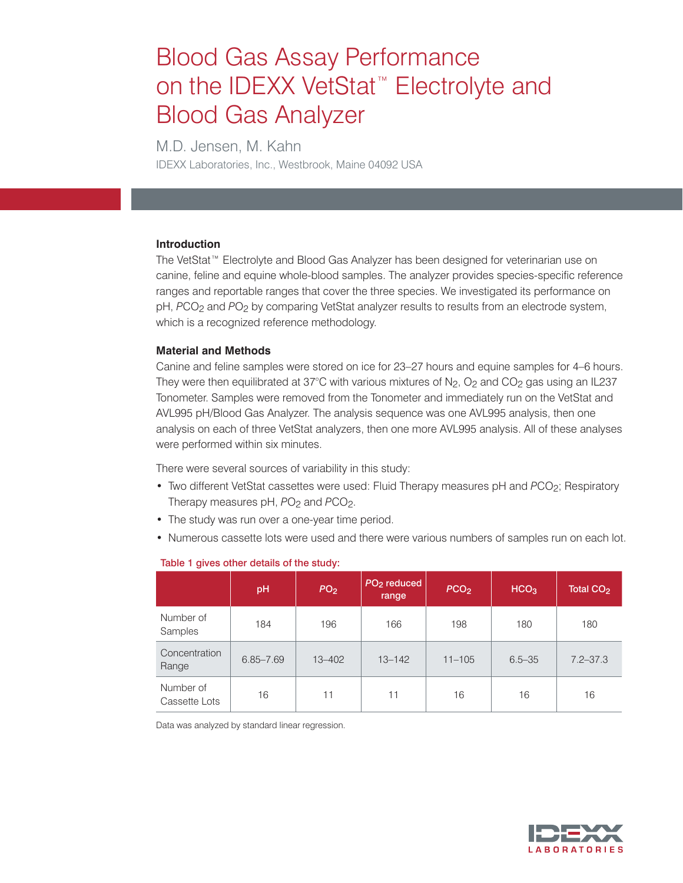# Blood Gas Assay Performance on the IDEXX VetStat™ Electrolyte and Blood Gas Analyzer

M.D. Jensen, M. Kahn

IDEXX Laboratories, Inc., Westbrook, Maine 04092 USA

### Introduction

The VetStat™ Electrolyte and Blood Gas Analyzer has been designed for veterinarian use on canine, feline and equine whole-blood samples. The analyzer provides species-specific reference ranges and reportable ranges that cover the three species. We investigated its performance on pH, $PCO_2$ and $PO_2$ by comparing VetStat analyzer results to results from an electrode system, which is a recognized reference methodology.

### Material and Methods

Canine and feline samples were stored on ice for 23–27 hours and equine samples for 4–6 hours. They were then equilibrated at 37°C with various mixtures of $N_2$, $O_2$ and $CO_2$ gas using an IL237 Tonometer. Samples were removed from the Tonometer and immediately run on the VetStat and AVL995 pH/Blood Gas Analyzer. The analysis sequence was one AVL995 analysis, then one analysis on each of three VetStat analyzers, then one more AVL995 analysis. All of these analyses were performed within six minutes.

There were several sources of variability in this study:

- Two different VetStat cassettes were used: Fluid Therapy measures pH and $PCO_2$; Respiratory Therapy measures pH, $PO_2$ and $PCO_2$.
- The study was run over a one-year time period.
- Numerous cassette lots were used and there were various numbers of samples run on each lot.

**Table 1 gives other details of the study:**

| | pH | $PO_2$ | $PO_2$ reduced range | $PCO_2$ | $HCO_3$ | Total $CO_2$ |
|---|---|---|---|---|---|---|
| Number of Samples | 184 | 196 | 166 | 198 | 180 | 180 |
| Concentration Range | 6.85–7.69 | 13–402 | 13–142 | 11–105 | 6.5–35 | 7.2–37.3 |
| Number of Cassette Lots | 16 | 11 | 11 | 16 | 16 | 16 |

Data was analyzed by standard linear regression.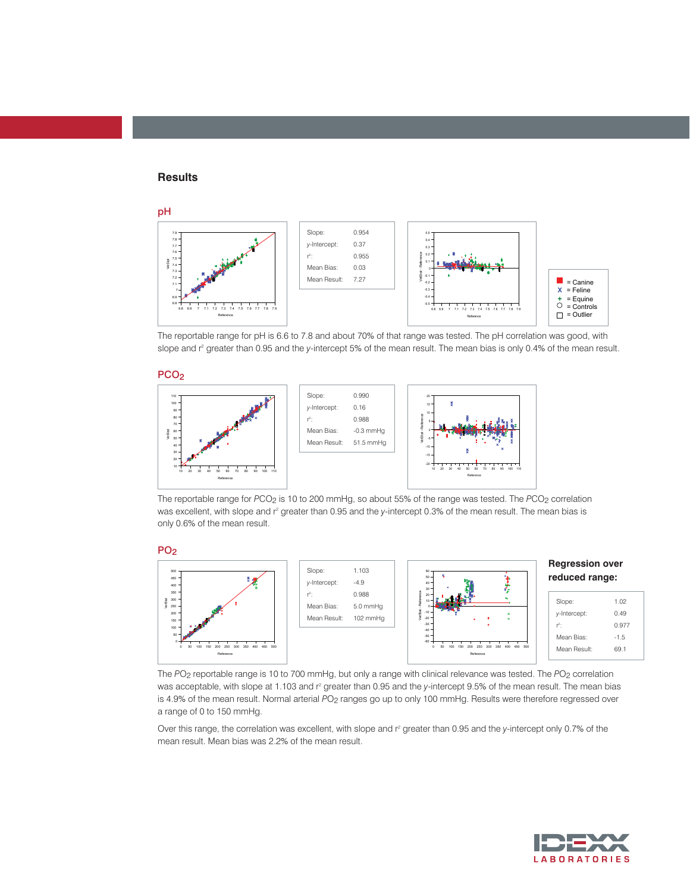## Results

### pH

| | |
|---|---|
| Slope: | 0.954 |
| *y*-Intercept: | 0.37 |
| $r^2$: | 0.955 |
| Mean Bias: | 0.03 |
| Mean Result: | 7.27 |

The reportable range for pH is 6.6 to 7.8 and about 70% of that range was tested. The pH correlation was good, with slope and $r^2$ greater than 0.95 and the *y*-intercept 5% of the mean result. The mean bias is only 0.4% of the mean result.

### $PCO_2$

| | |
|---|---|
| Slope: | 0.990 |
| *y*-Intercept: | 0.16 |
| $r^2$: | 0.988 |
| Mean Bias: | -0.3 mmHg |
| Mean Result: | 51.5 mmHg |

The reportable range for $PCO_2$ is 10 to 200 mmHg, so about 55% of the range was tested. The $PCO_2$ correlation was excellent, with slope and $r^2$ greater than 0.95 and the *y*-intercept 0.3% of the mean result. The mean bias is only 0.6% of the mean result.

### $PO_2$

| | |
|---|---|
| Slope: | 1.103 |
| *y*-Intercept: | -4.9 |
| $r^2$: | 0.988 |
| Mean Bias: | 5.0 mmHg |
| Mean Result: | 102 mmHg |

**Regression over reduced range:**

| | |
|---|---|
| Slope: | 1.02 |
| *y*-Intercept: | 0.49 |
| $r^2$: | 0.977 |
| Mean Bias: | -1.5 |
| Mean Result: | 69.1 |

The $PO_2$ reportable range is 10 to 700 mmHg, but only a range with clinical relevance was tested. The $PO_2$ correlation was acceptable, with slope at 1.103 and $r^2$ greater than 0.95 and the *y*-intercept 9.5% of the mean result. The mean bias is 4.9% of the mean result. Normal arterial $PO_2$ ranges go up to only 100 mmHg. Results were therefore regressed over a range of 0 to 150 mmHg.

Over this range, the correlation was excellent, with slope and $r^2$ greater than 0.95 and the *y*-intercept only 0.7% of the mean result. Mean bias was 2.2% of the mean result.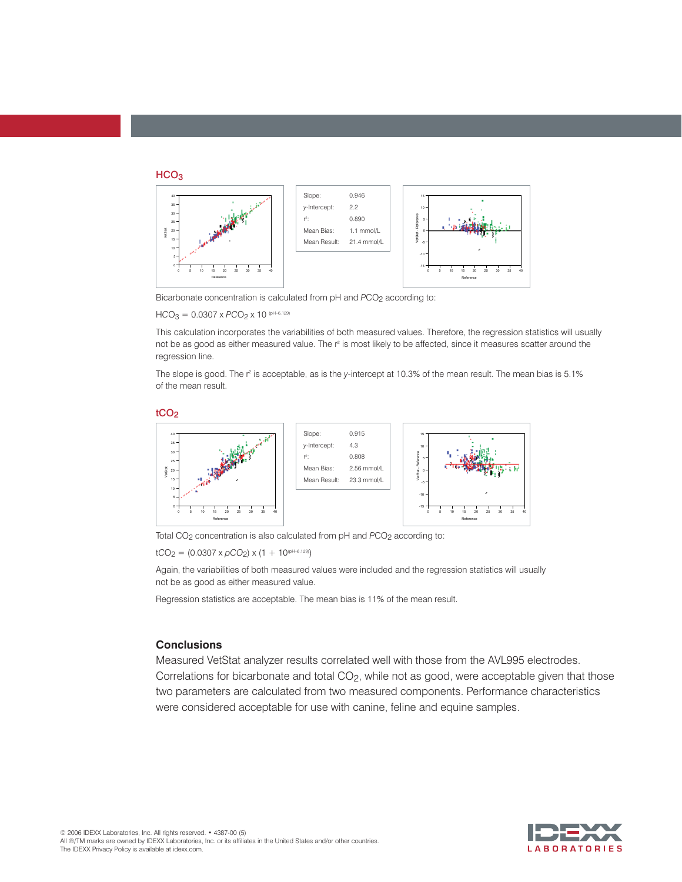## $HCO_3$

40
35
30
25
20
15
10
5
0
VetStat
0 5 10 15 20 25 30 35 40
Reference

| | |
|---|---|
| Slope: | 0.946 |
| *y*-Intercept: | 2.2 |
| $r^2$: | 0.890 |
| Mean Bias: | 1.1 mmol/L |
| Mean Result: | 21.4 mmol/L |

15
10
5
0
-5
-10
-15
VetStat - Reference
0 5 10 15 20 25 30 35 40
Reference

Bicarbonate concentration is calculated from pH and $PCO_2$ according to:

$HCO_3 = 0.0307 \times PCO_2 \times 10^{(pH-6.129)}$

This calculation incorporates the variabilities of both measured values. Therefore, the regression statistics will usually not be as good as either measured value. The $r^2$ is most likely to be affected, since it measures scatter around the regression line.

The slope is good. The $r^2$ is acceptable, as is the *y*-intercept at 10.3% of the mean result. The mean bias is 5.1% of the mean result.

## $tCO_2$

40
35
30
25
20
15
10
5
0
VetStat
0 5 10 15 20 25 30 35 40
Reference

| | |
|---|---|
| Slope: | 0.915 |
| *y*-Intercept: | 4.3 |
| $r^2$: | 0.808 |
| Mean Bias: | 2.56 mmol/L |
| Mean Result: | 23.3 mmol/L |

15
10
5
0
-5
-10
-15
VetStat - Reference
0 5 10 15 20 25 30 35 40
Reference

Total $CO_2$ concentration is also calculated from pH and $PCO_2$ according to:

$tCO_2 = (0.0307 \times pCO_2) \times (1 + 10^{(pH-6.129)})$

Again, the variabilities of both measured values were included and the regression statistics will usually not be as good as either measured value.

Regression statistics are acceptable. The mean bias is 11% of the mean result.

### Conclusions

Measured VetStat analyzer results correlated well with those from the AVL995 electrodes. Correlations for bicarbonate and total $CO_2$, while not as good, were acceptable given that those two parameters are calculated from two measured components. Performance characteristics were considered acceptable for use with canine, feline and equine samples.

© 2006 IDEXX Laboratories, Inc. All rights reserved. • 4387-00 (5)
All ®/TM marks are owned by IDEXX Laboratories, Inc. or its affiliates in the United States and/or other countries.
The IDEXX Privacy Policy is available at idexx.com.

IDEXX LABORATORIES